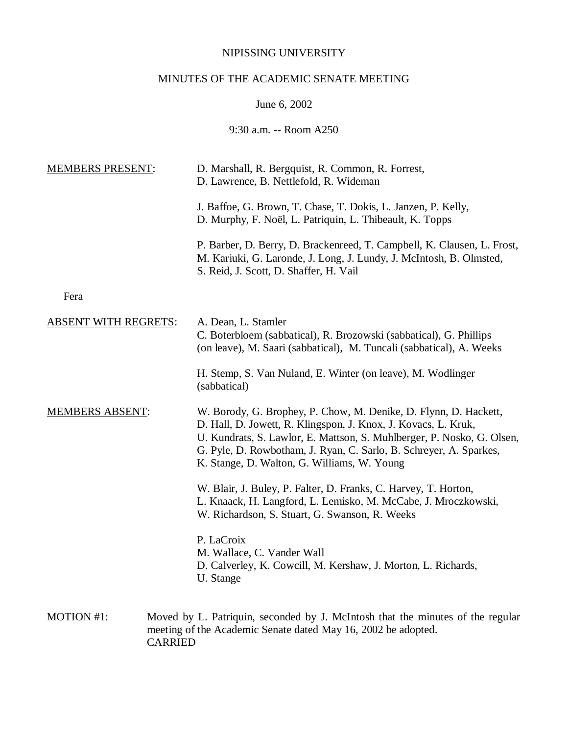NIPISSING UNIVERSITY

MINUTES OF THE ACADEMIC SENATE MEETING

June 6, 2002

9:30 a.m. -- Room A250

MEMBERS PRESENT: D. Marshall, R. Bergquist, R. Common, R. Forrest, D. Lawrence, B. Nettlefold, R. Wideman

J. Baffoe, G. Brown, T. Chase, T. Dokis, L. Janzen, P. Kelly, D. Murphy, F. Noël, L. Patriquin, L. Thibeault, K. Topps

P. Barber, D. Berry, D. Brackenreed, T. Campbell, K. Clausen, L. Frost, M. Kariuki, G. Laronde, J. Long, J. Lundy, J. McIntosh, B. Olmsted, S. Reid, J. Scott, D. Shaffer, H. Vail

Fera

ABSENT WITH REGRETS: A. Dean, L. Stamler
C. Boterbloem (sabbatical), R. Brozowski (sabbatical), G. Phillips (on leave), M. Saari (sabbatical), M. Tuncali (sabbatical), A. Weeks

H. Stemp, S. Van Nuland, E. Winter (on leave), M. Wodlinger (sabbatical)

MEMBERS ABSENT: W. Borody, G. Brophey, P. Chow, M. Denike, D. Flynn, D. Hackett, D. Hall, D. Jowett, R. Klingspon, J. Knox, J. Kovacs, L. Kruk, U. Kundrats, S. Lawlor, E. Mattson, S. Muhlberger, P. Nosko, G. Olsen, G. Pyle, D. Rowbotham, J. Ryan, C. Sarlo, B. Schreyer, A. Sparkes, K. Stange, D. Walton, G. Williams, W. Young

W. Blair, J. Buley, P. Falter, D. Franks, C. Harvey, T. Horton, L. Knaack, H. Langford, L. Lemisko, M. McCabe, J. Mroczkowski, W. Richardson, S. Stuart, G. Swanson, R. Weeks

P. LaCroix
M. Wallace, C. Vander Wall
D. Calverley, K. Cowcill, M. Kershaw, J. Morton, L. Richards, U. Stange

MOTION #1: Moved by L. Patriquin, seconded by J. McIntosh that the minutes of the regular meeting of the Academic Senate dated May 16, 2002 be adopted.
CARRIED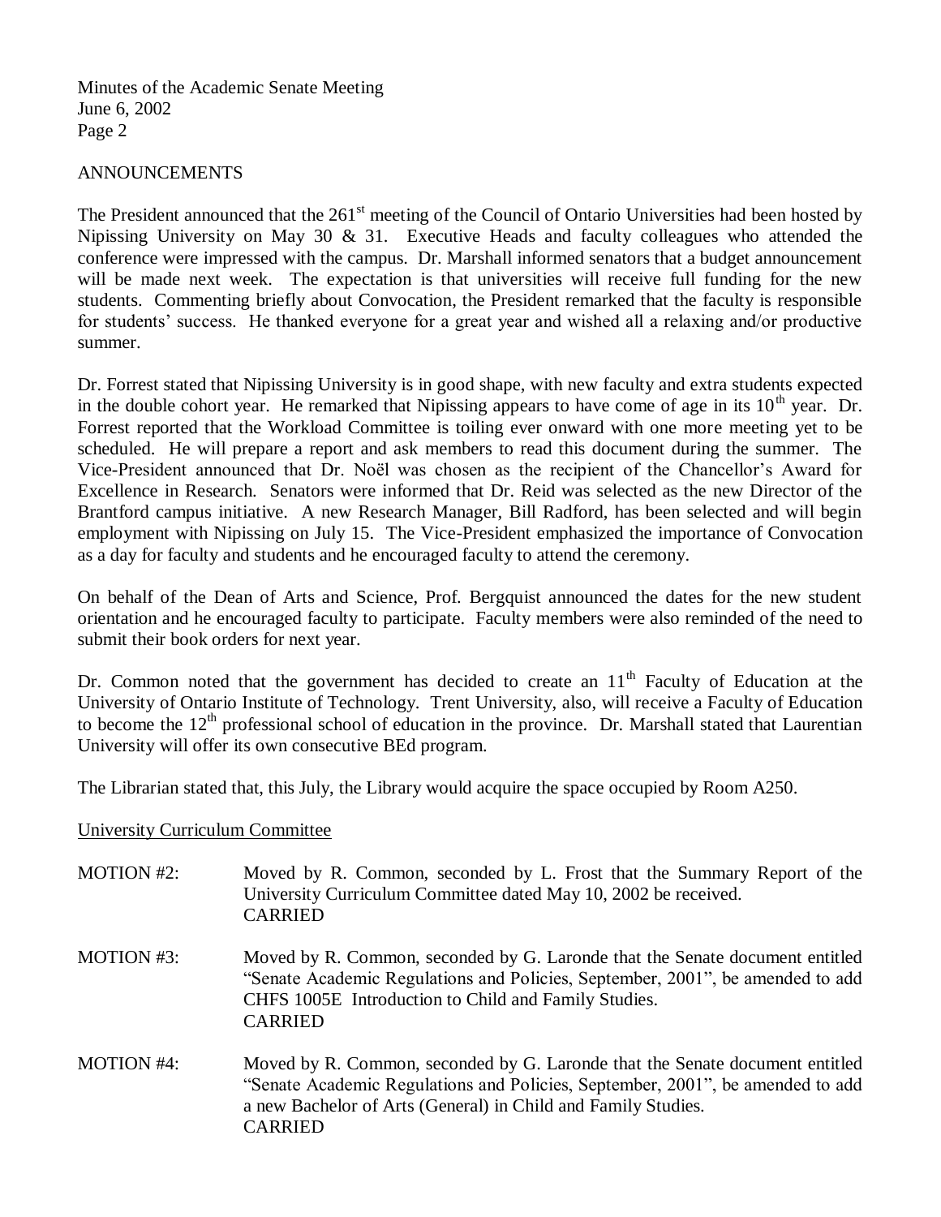## ANNOUNCEMENTS

The President announced that the 261st meeting of the Council of Ontario Universities had been hosted by Nipissing University on May 30 & 31. Executive Heads and faculty colleagues who attended the conference were impressed with the campus. Dr. Marshall informed senators that a budget announcement will be made next week. The expectation is that universities will receive full funding for the new students. Commenting briefly about Convocation, the President remarked that the faculty is responsible for students' success. He thanked everyone for a great year and wished all a relaxing and/or productive summer.

Dr. Forrest stated that Nipissing University is in good shape, with new faculty and extra students expected in the double cohort year. He remarked that Nipissing appears to have come of age in its 10th year. Dr. Forrest reported that the Workload Committee is toiling ever onward with one more meeting yet to be scheduled. He will prepare a report and ask members to read this document during the summer. The Vice-President announced that Dr. Noël was chosen as the recipient of the Chancellor's Award for Excellence in Research. Senators were informed that Dr. Reid was selected as the new Director of the Brantford campus initiative. A new Research Manager, Bill Radford, has been selected and will begin employment with Nipissing on July 15. The Vice-President emphasized the importance of Convocation as a day for faculty and students and he encouraged faculty to attend the ceremony.

On behalf of the Dean of Arts and Science, Prof. Bergquist announced the dates for the new student orientation and he encouraged faculty to participate. Faculty members were also reminded of the need to submit their book orders for next year.

Dr. Common noted that the government has decided to create an 11th Faculty of Education at the University of Ontario Institute of Technology. Trent University, also, will receive a Faculty of Education to become the 12th professional school of education in the province. Dr. Marshall stated that Laurentian University will offer its own consecutive BEd program.

The Librarian stated that, this July, the Library would acquire the space occupied by Room A250.

<u>University Curriculum Committee</u>

MOTION #2: Moved by R. Common, seconded by L. Frost that the Summary Report of the University Curriculum Committee dated May 10, 2002 be received.
CARRIED

MOTION #3: Moved by R. Common, seconded by G. Laronde that the Senate document entitled "Senate Academic Regulations and Policies, September, 2001", be amended to add CHFS 1005E Introduction to Child and Family Studies.
CARRIED

MOTION #4: Moved by R. Common, seconded by G. Laronde that the Senate document entitled "Senate Academic Regulations and Policies, September, 2001", be amended to add a new Bachelor of Arts (General) in Child and Family Studies.
CARRIED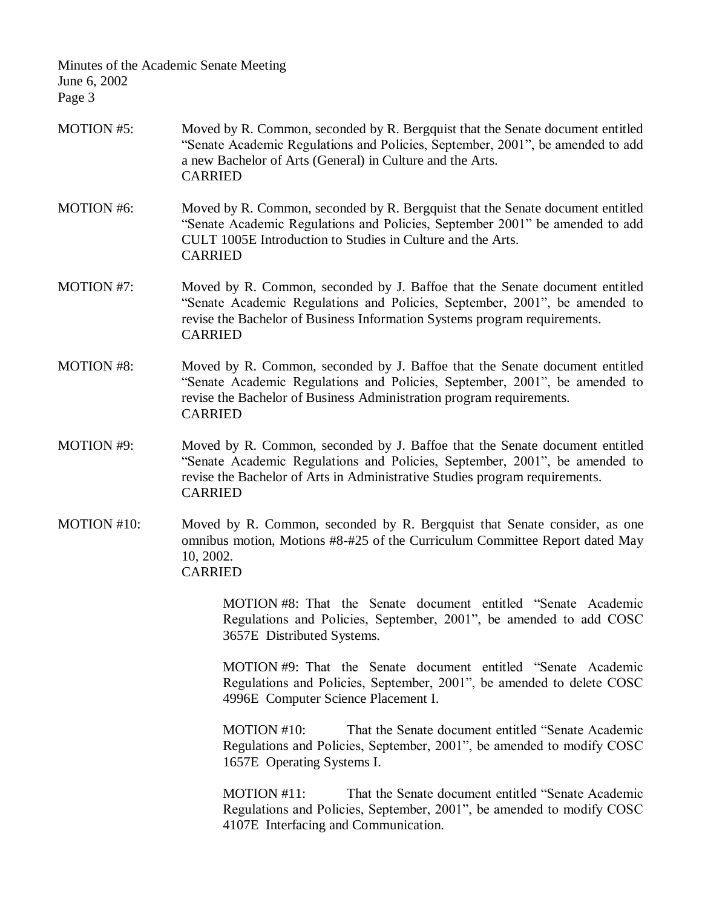MOTION #5: Moved by R. Common, seconded by R. Bergquist that the Senate document entitled "Senate Academic Regulations and Policies, September, 2001", be amended to add a new Bachelor of Arts (General) in Culture and the Arts.
CARRIED

MOTION #6: Moved by R. Common, seconded by R. Bergquist that the Senate document entitled "Senate Academic Regulations and Policies, September 2001" be amended to add CULT 1005E Introduction to Studies in Culture and the Arts.
CARRIED

MOTION #7: Moved by R. Common, seconded by J. Baffoe that the Senate document entitled "Senate Academic Regulations and Policies, September, 2001", be amended to revise the Bachelor of Business Information Systems program requirements.
CARRIED

MOTION #8: Moved by R. Common, seconded by J. Baffoe that the Senate document entitled "Senate Academic Regulations and Policies, September, 2001", be amended to revise the Bachelor of Business Administration program requirements.
CARRIED

MOTION #9: Moved by R. Common, seconded by J. Baffoe that the Senate document entitled "Senate Academic Regulations and Policies, September, 2001", be amended to revise the Bachelor of Arts in Administrative Studies program requirements.
CARRIED

MOTION #10: Moved by R. Common, seconded by R. Bergquist that Senate consider, as one omnibus motion, Motions #8-#25 of the Curriculum Committee Report dated May 10, 2002.
CARRIED

> MOTION #8: That the Senate document entitled "Senate Academic Regulations and Policies, September, 2001", be amended to add COSC 3657E Distributed Systems.
>
> MOTION #9: That the Senate document entitled "Senate Academic Regulations and Policies, September, 2001", be amended to delete COSC 4996E Computer Science Placement I.
>
> MOTION #10: That the Senate document entitled "Senate Academic Regulations and Policies, September, 2001", be amended to modify COSC 1657E Operating Systems I.
>
> MOTION #11: That the Senate document entitled "Senate Academic Regulations and Policies, September, 2001", be amended to modify COSC 4107E Interfacing and Communication.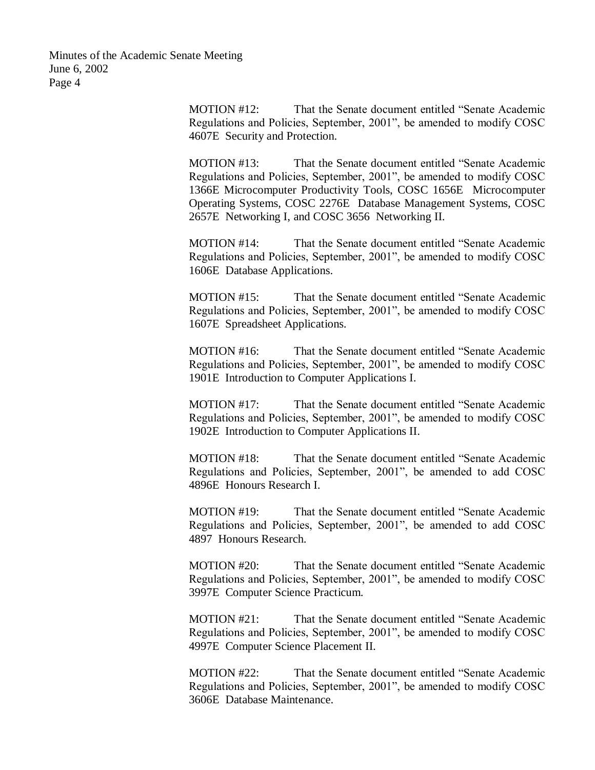MOTION #12: That the Senate document entitled "Senate Academic Regulations and Policies, September, 2001", be amended to modify COSC 4607E Security and Protection.

MOTION #13: That the Senate document entitled "Senate Academic Regulations and Policies, September, 2001", be amended to modify COSC 1366E Microcomputer Productivity Tools, COSC 1656E Microcomputer Operating Systems, COSC 2276E Database Management Systems, COSC 2657E Networking I, and COSC 3656 Networking II.

MOTION #14: That the Senate document entitled "Senate Academic Regulations and Policies, September, 2001", be amended to modify COSC 1606E Database Applications.

MOTION #15: That the Senate document entitled "Senate Academic Regulations and Policies, September, 2001", be amended to modify COSC 1607E Spreadsheet Applications.

MOTION #16: That the Senate document entitled "Senate Academic Regulations and Policies, September, 2001", be amended to modify COSC 1901E Introduction to Computer Applications I.

MOTION #17: That the Senate document entitled "Senate Academic Regulations and Policies, September, 2001", be amended to modify COSC 1902E Introduction to Computer Applications II.

MOTION #18: That the Senate document entitled "Senate Academic Regulations and Policies, September, 2001", be amended to add COSC 4896E Honours Research I.

MOTION #19: That the Senate document entitled "Senate Academic Regulations and Policies, September, 2001", be amended to add COSC 4897 Honours Research.

MOTION #20: That the Senate document entitled "Senate Academic Regulations and Policies, September, 2001", be amended to modify COSC 3997E Computer Science Practicum.

MOTION #21: That the Senate document entitled "Senate Academic Regulations and Policies, September, 2001", be amended to modify COSC 4997E Computer Science Placement II.

MOTION #22: That the Senate document entitled "Senate Academic Regulations and Policies, September, 2001", be amended to modify COSC 3606E Database Maintenance.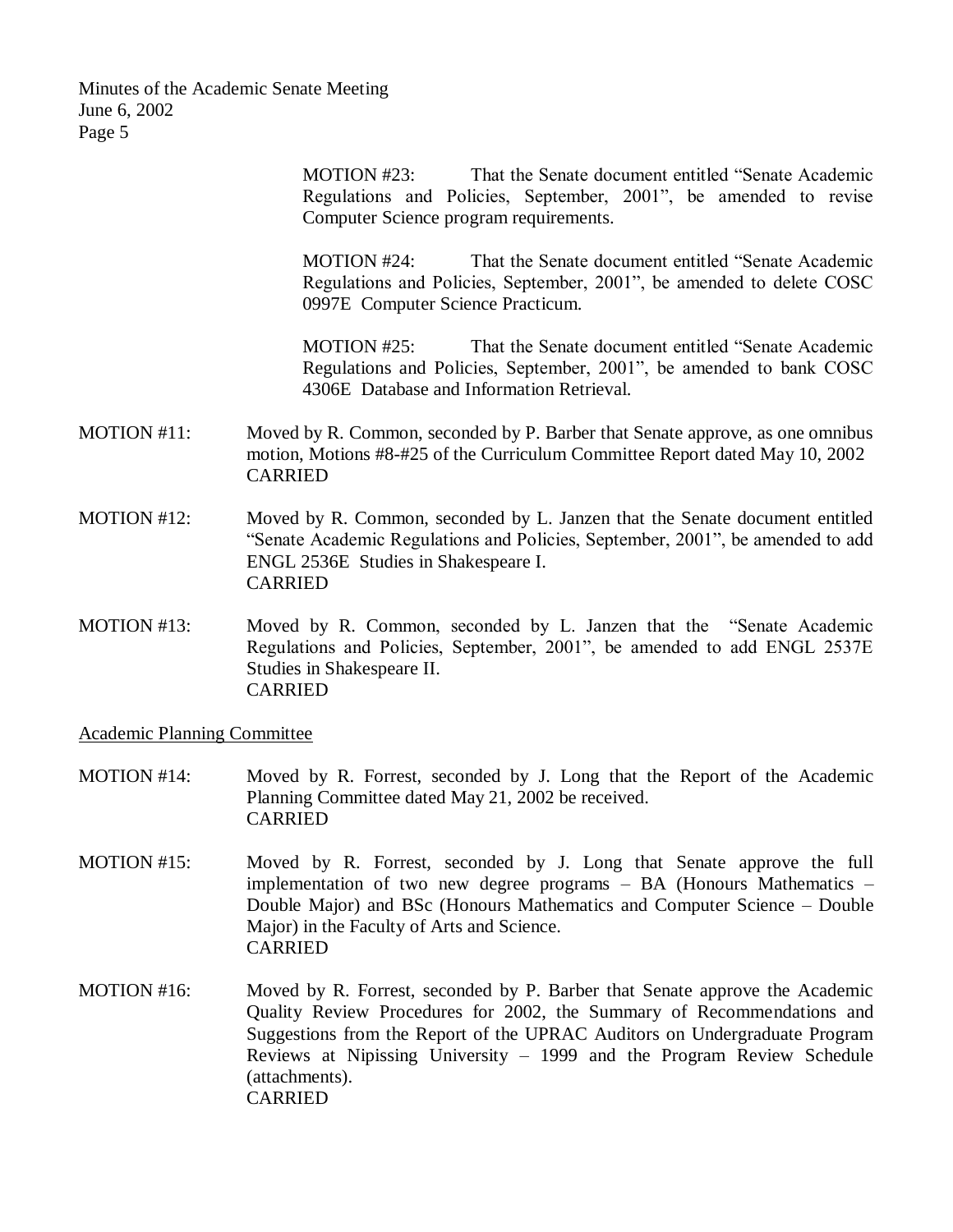MOTION #23: That the Senate document entitled "Senate Academic Regulations and Policies, September, 2001", be amended to revise Computer Science program requirements.

MOTION #24: That the Senate document entitled "Senate Academic Regulations and Policies, September, 2001", be amended to delete COSC 0997E Computer Science Practicum.

MOTION #25: That the Senate document entitled "Senate Academic Regulations and Policies, September, 2001", be amended to bank COSC 4306E Database and Information Retrieval.

MOTION #11: Moved by R. Common, seconded by P. Barber that Senate approve, as one omnibus motion, Motions #8-#25 of the Curriculum Committee Report dated May 10, 2002
CARRIED

MOTION #12: Moved by R. Common, seconded by L. Janzen that the Senate document entitled "Senate Academic Regulations and Policies, September, 2001", be amended to add ENGL 2536E Studies in Shakespeare I.
CARRIED

MOTION #13: Moved by R. Common, seconded by L. Janzen that the "Senate Academic Regulations and Policies, September, 2001", be amended to add ENGL 2537E Studies in Shakespeare II.
CARRIED

Academic Planning Committee

MOTION #14: Moved by R. Forrest, seconded by J. Long that the Report of the Academic Planning Committee dated May 21, 2002 be received.
CARRIED

MOTION #15: Moved by R. Forrest, seconded by J. Long that Senate approve the full implementation of two new degree programs – BA (Honours Mathematics – Double Major) and BSc (Honours Mathematics and Computer Science – Double Major) in the Faculty of Arts and Science.
CARRIED

MOTION #16: Moved by R. Forrest, seconded by P. Barber that Senate approve the Academic Quality Review Procedures for 2002, the Summary of Recommendations and Suggestions from the Report of the UPRAC Auditors on Undergraduate Program Reviews at Nipissing University – 1999 and the Program Review Schedule (attachments).
CARRIED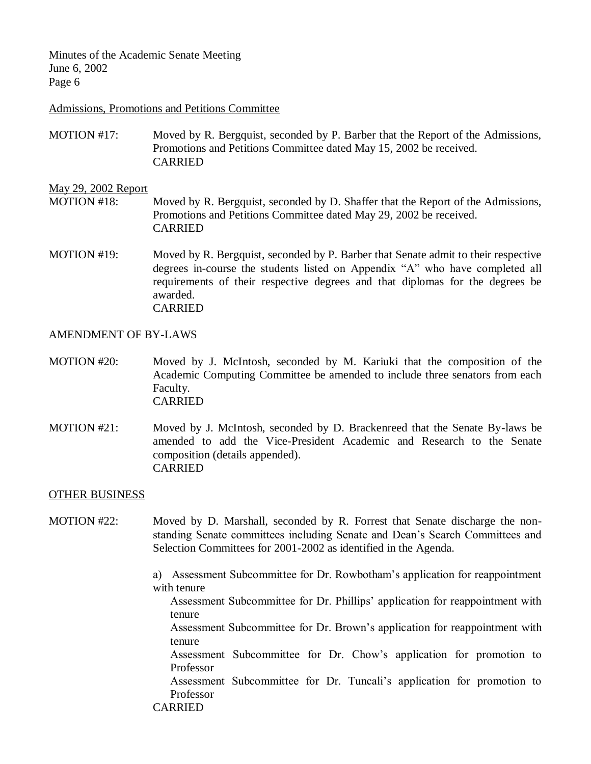Admissions, Promotions and Petitions Committee

MOTION #17: Moved by R. Bergquist, seconded by P. Barber that the Report of the Admissions, Promotions and Petitions Committee dated May 15, 2002 be received.
CARRIED

May 29, 2002 Report

MOTION #18: Moved by R. Bergquist, seconded by D. Shaffer that the Report of the Admissions, Promotions and Petitions Committee dated May 29, 2002 be received.
CARRIED

MOTION #19: Moved by R. Bergquist, seconded by P. Barber that Senate admit to their respective degrees in-course the students listed on Appendix "A" who have completed all requirements of their respective degrees and that diplomas for the degrees be awarded.
CARRIED

## AMENDMENT OF BY-LAWS

MOTION #20: Moved by J. McIntosh, seconded by M. Kariuki that the composition of the Academic Computing Committee be amended to include three senators from each Faculty.
CARRIED

MOTION #21: Moved by J. McIntosh, seconded by D. Brackenreed that the Senate By-laws be amended to add the Vice-President Academic and Research to the Senate composition (details appended).
CARRIED

## OTHER BUSINESS

MOTION #22: Moved by D. Marshall, seconded by R. Forrest that Senate discharge the non-standing Senate committees including Senate and Dean's Search Committees and Selection Committees for 2001-2002 as identified in the Agenda.

a) Assessment Subcommittee for Dr. Rowbotham's application for reappointment with tenure
Assessment Subcommittee for Dr. Phillips' application for reappointment with tenure
Assessment Subcommittee for Dr. Brown's application for reappointment with tenure
Assessment Subcommittee for Dr. Chow's application for promotion to Professor
Assessment Subcommittee for Dr. Tuncali's application for promotion to Professor

CARRIED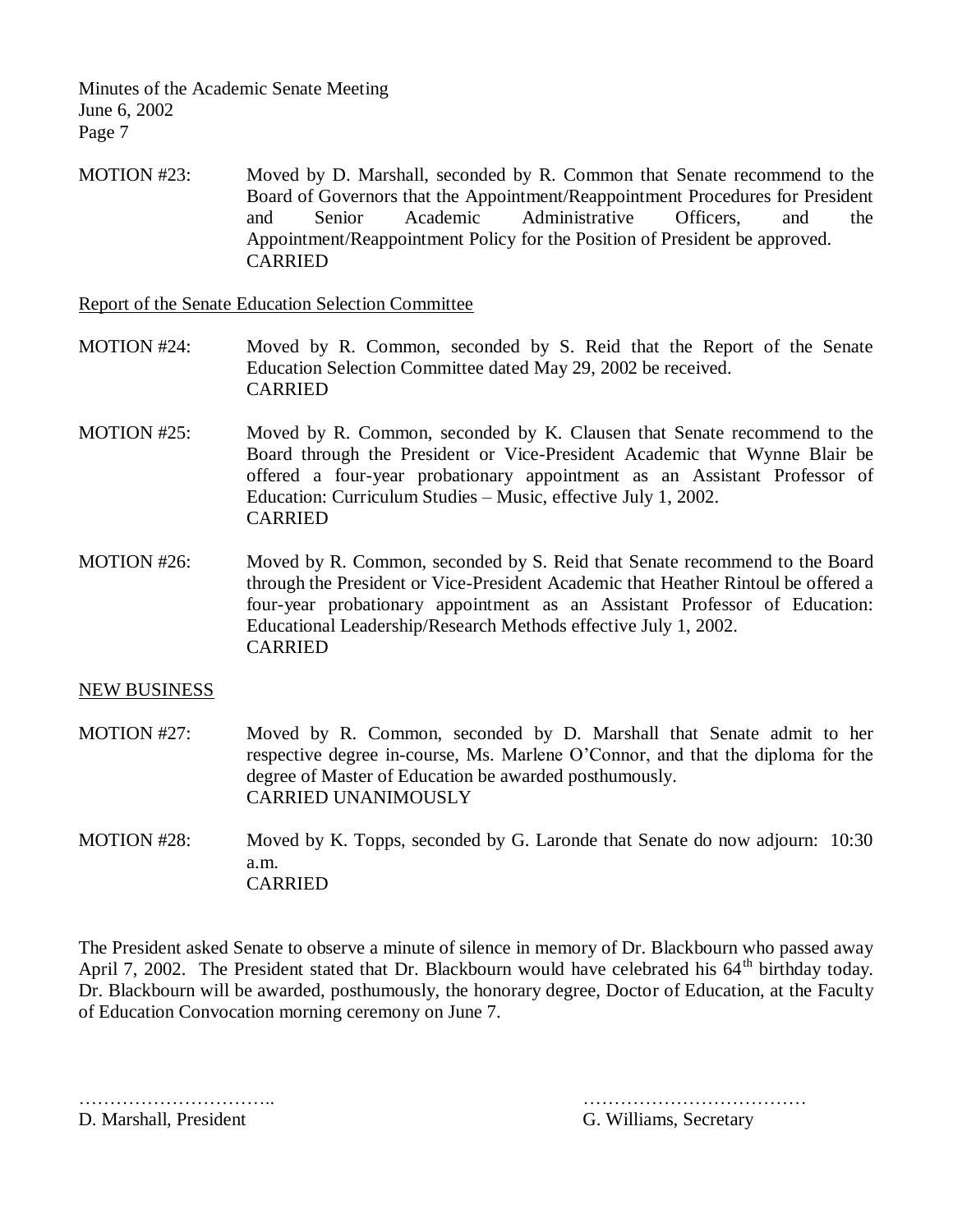MOTION #23: Moved by D. Marshall, seconded by R. Common that Senate recommend to the Board of Governors that the Appointment/Reappointment Procedures for President and Senior Academic Administrative Officers, and the Appointment/Reappointment Policy for the Position of President be approved.
CARRIED

Report of the Senate Education Selection Committee

MOTION #24: Moved by R. Common, seconded by S. Reid that the Report of the Senate Education Selection Committee dated May 29, 2002 be received.
CARRIED

MOTION #25: Moved by R. Common, seconded by K. Clausen that Senate recommend to the Board through the President or Vice-President Academic that Wynne Blair be offered a four-year probationary appointment as an Assistant Professor of Education: Curriculum Studies – Music, effective July 1, 2002.
CARRIED

MOTION #26: Moved by R. Common, seconded by S. Reid that Senate recommend to the Board through the President or Vice-President Academic that Heather Rintoul be offered a four-year probationary appointment as an Assistant Professor of Education: Educational Leadership/Research Methods effective July 1, 2002.
CARRIED

NEW BUSINESS

MOTION #27: Moved by R. Common, seconded by D. Marshall that Senate admit to her respective degree in-course, Ms. Marlene O'Connor, and that the diploma for the degree of Master of Education be awarded posthumously.
CARRIED UNANIMOUSLY

MOTION #28: Moved by K. Topps, seconded by G. Laronde that Senate do now adjourn: 10:30 a.m.
CARRIED

The President asked Senate to observe a minute of silence in memory of Dr. Blackbourn who passed away April 7, 2002. The President stated that Dr. Blackbourn would have celebrated his 64th birthday today. Dr. Blackbourn will be awarded, posthumously, the honorary degree, Doctor of Education, at the Faculty of Education Convocation morning ceremony on June 7.

…………………………..
D. Marshall, President

………………………………
G. Williams, Secretary